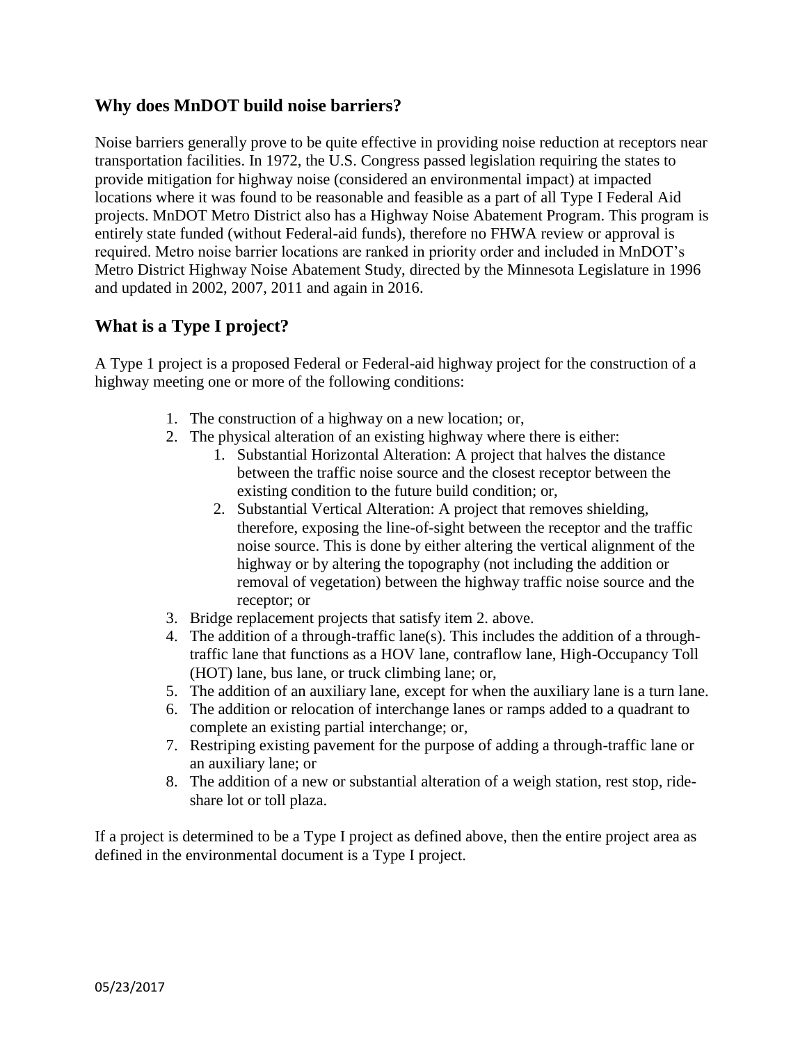## Why does MnDOT build noise barriers?

Noise barriers generally prove to be quite effective in providing noise reduction at receptors near transportation facilities. In 1972, the U.S. Congress passed legislation requiring the states to provide mitigation for highway noise (considered an environmental impact) at impacted locations where it was found to be reasonable and feasible as a part of all Type I Federal Aid projects. MnDOT Metro District also has a Highway Noise Abatement Program. This program is entirely state funded (without Federal-aid funds), therefore no FHWA review or approval is required. Metro noise barrier locations are ranked in priority order and included in MnDOT's Metro District Highway Noise Abatement Study, directed by the Minnesota Legislature in 1996 and updated in 2002, 2007, 2011 and again in 2016.

## What is a Type I project?

A Type 1 project is a proposed Federal or Federal-aid highway project for the construction of a highway meeting one or more of the following conditions:

1. The construction of a highway on a new location; or,
2. The physical alteration of an existing highway where there is either:
    1. Substantial Horizontal Alteration: A project that halves the distance between the traffic noise source and the closest receptor between the existing condition to the future build condition; or,
    2. Substantial Vertical Alteration: A project that removes shielding, therefore, exposing the line-of-sight between the receptor and the traffic noise source. This is done by either altering the vertical alignment of the highway or by altering the topography (not including the addition or removal of vegetation) between the highway traffic noise source and the receptor; or
3. Bridge replacement projects that satisfy item 2. above.
4. The addition of a through-traffic lane(s). This includes the addition of a through-traffic lane that functions as a HOV lane, contraflow lane, High-Occupancy Toll (HOT) lane, bus lane, or truck climbing lane; or,
5. The addition of an auxiliary lane, except for when the auxiliary lane is a turn lane.
6. The addition or relocation of interchange lanes or ramps added to a quadrant to complete an existing partial interchange; or,
7. Restriping existing pavement for the purpose of adding a through-traffic lane or an auxiliary lane; or
8. The addition of a new or substantial alteration of a weigh station, rest stop, ride-share lot or toll plaza.

If a project is determined to be a Type I project as defined above, then the entire project area as defined in the environmental document is a Type I project.

05/23/2017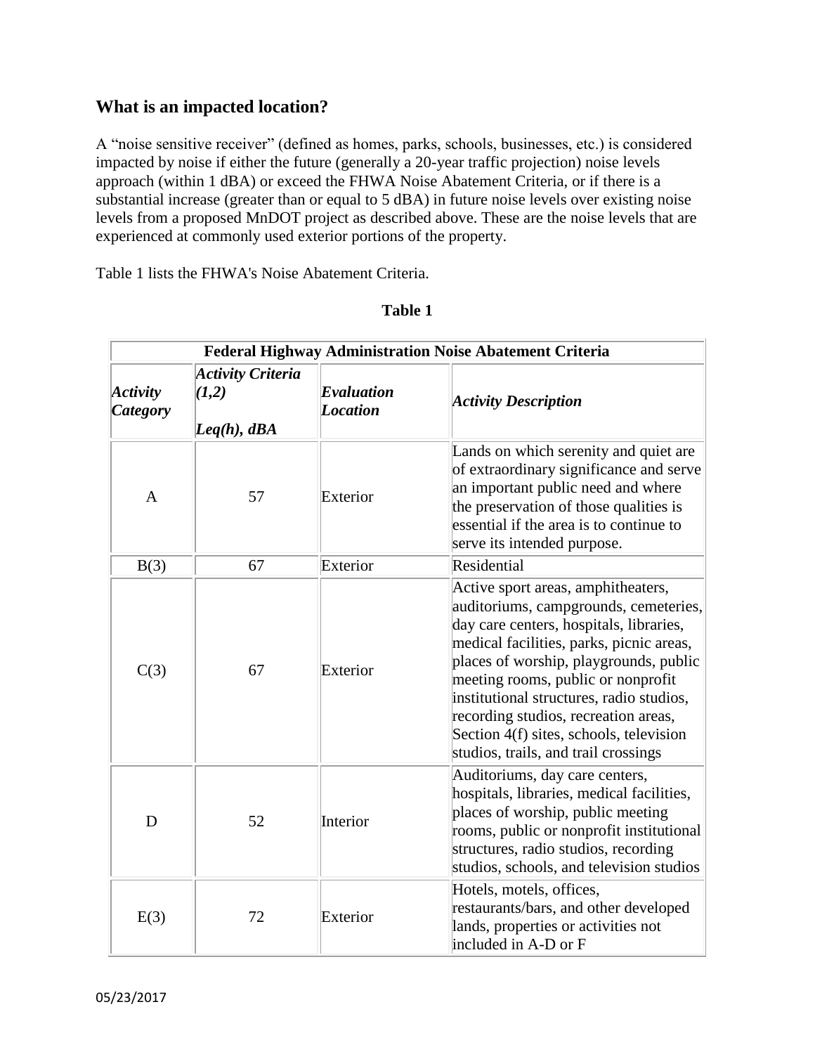## What is an impacted location?

A "noise sensitive receiver" (defined as homes, parks, schools, businesses, etc.) is considered impacted by noise if either the future (generally a 20-year traffic projection) noise levels approach (within 1 dBA) or exceed the FHWA Noise Abatement Criteria, or if there is a substantial increase (greater than or equal to 5 dBA) in future noise levels over existing noise levels from a proposed MnDOT project as described above. These are the noise levels that are experienced at commonly used exterior portions of the property.

Table 1 lists the FHWA's Noise Abatement Criteria.

**Table 1**

| **Federal Highway Administration Noise Abatement Criteria** | | | |
|---|---|---|---|
| ***Activity Category*** | ***Activity Criteria (1,2) Leq(h), dBA*** | ***Evaluation Location*** | ***Activity Description*** |
| A | 57 | Exterior | Lands on which serenity and quiet are of extraordinary significance and serve an important public need and where the preservation of those qualities is essential if the area is to continue to serve its intended purpose. |
| B(3) | 67 | Exterior | Residential |
| C(3) | 67 | Exterior | Active sport areas, amphitheaters, auditoriums, campgrounds, cemeteries, day care centers, hospitals, libraries, medical facilities, parks, picnic areas, places of worship, playgrounds, public meeting rooms, public or nonprofit institutional structures, radio studios, recording studios, recreation areas, Section 4(f) sites, schools, television studios, trails, and trail crossings |
| D | 52 | Interior | Auditoriums, day care centers, hospitals, libraries, medical facilities, places of worship, public meeting rooms, public or nonprofit institutional structures, radio studios, recording studios, schools, and television studios |
| E(3) | 72 | Exterior | Hotels, motels, offices, restaurants/bars, and other developed lands, properties or activities not included in A-D or F |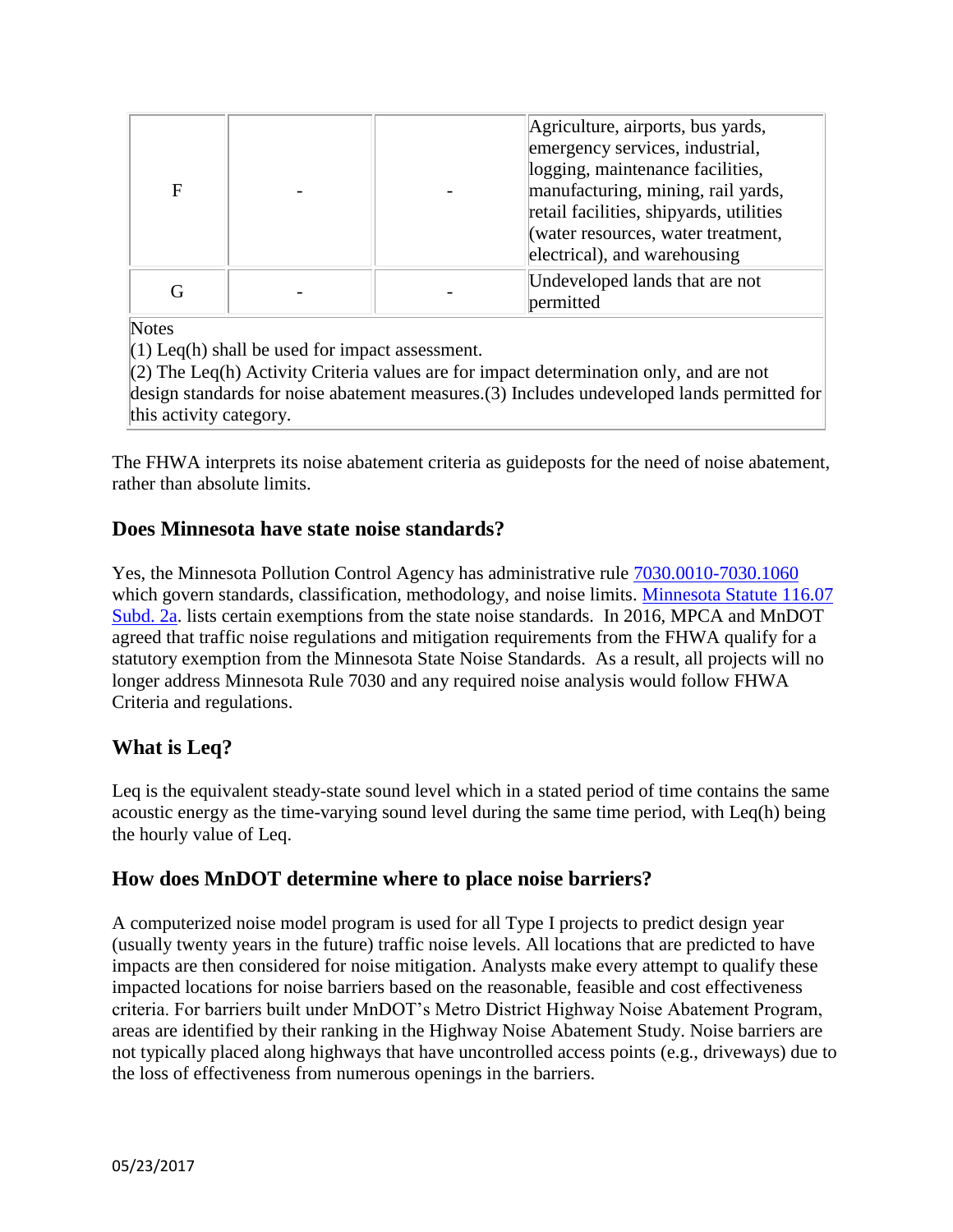| F | - | - | Agriculture, airports, bus yards, emergency services, industrial, logging, maintenance facilities, manufacturing, mining, rail yards, retail facilities, shipyards, utilities (water resources, water treatment, electrical), and warehousing |
|---|---|---|---|
| G | - | - | Undeveloped lands that are not permitted |

Notes
(1) Leq(h) shall be used for impact assessment.
(2) The Leq(h) Activity Criteria values are for impact determination only, and are not design standards for noise abatement measures.(3) Includes undeveloped lands permitted for this activity category.

The FHWA interprets its noise abatement criteria as guideposts for the need of noise abatement, rather than absolute limits.

### Does Minnesota have state noise standards?

Yes, the Minnesota Pollution Control Agency has administrative rule [7030.0010-7030.1060] which govern standards, classification, methodology, and noise limits. [Minnesota Statute 116.07 Subd. 2a]. lists certain exemptions from the state noise standards. In 2016, MPCA and MnDOT agreed that traffic noise regulations and mitigation requirements from the FHWA qualify for a statutory exemption from the Minnesota State Noise Standards. As a result, all projects will no longer address Minnesota Rule 7030 and any required noise analysis would follow FHWA Criteria and regulations.

### What is Leq?

Leq is the equivalent steady-state sound level which in a stated period of time contains the same acoustic energy as the time-varying sound level during the same time period, with Leq(h) being the hourly value of Leq.

### How does MnDOT determine where to place noise barriers?

A computerized noise model program is used for all Type I projects to predict design year (usually twenty years in the future) traffic noise levels. All locations that are predicted to have impacts are then considered for noise mitigation. Analysts make every attempt to qualify these impacted locations for noise barriers based on the reasonable, feasible and cost effectiveness criteria. For barriers built under MnDOT's Metro District Highway Noise Abatement Program, areas are identified by their ranking in the Highway Noise Abatement Study. Noise barriers are not typically placed along highways that have uncontrolled access points (e.g., driveways) due to the loss of effectiveness from numerous openings in the barriers.

05/23/2017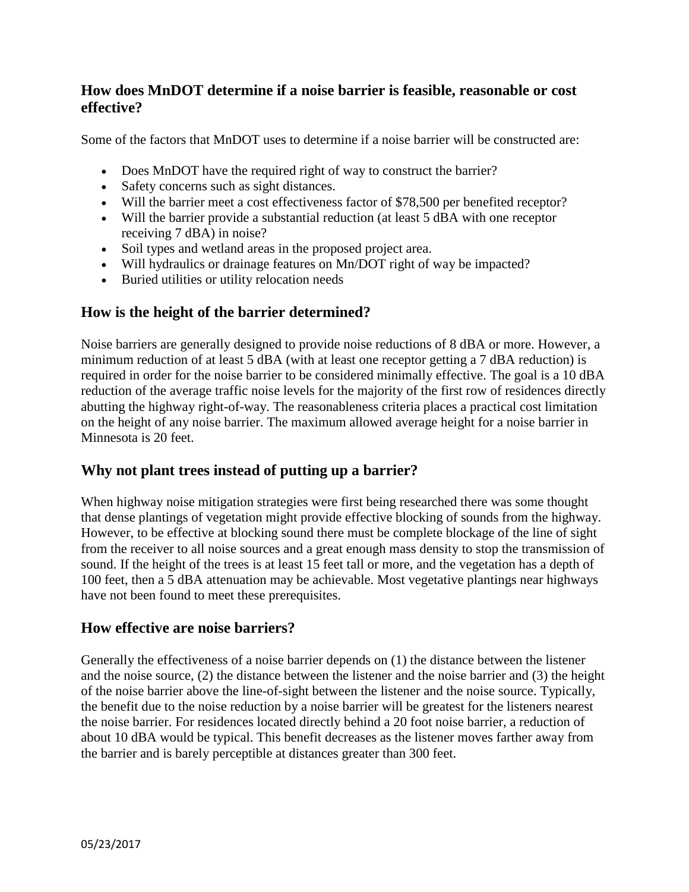## How does MnDOT determine if a noise barrier is feasible, reasonable or cost effective?

Some of the factors that MnDOT uses to determine if a noise barrier will be constructed are:

- Does MnDOT have the required right of way to construct the barrier?
- Safety concerns such as sight distances.
- Will the barrier meet a cost effectiveness factor of $78,500 per benefited receptor?
- Will the barrier provide a substantial reduction (at least 5 dBA with one receptor receiving 7 dBA) in noise?
- Soil types and wetland areas in the proposed project area.
- Will hydraulics or drainage features on Mn/DOT right of way be impacted?
- Buried utilities or utility relocation needs

## How is the height of the barrier determined?

Noise barriers are generally designed to provide noise reductions of 8 dBA or more. However, a minimum reduction of at least 5 dBA (with at least one receptor getting a 7 dBA reduction) is required in order for the noise barrier to be considered minimally effective. The goal is a 10 dBA reduction of the average traffic noise levels for the majority of the first row of residences directly abutting the highway right-of-way. The reasonableness criteria places a practical cost limitation on the height of any noise barrier. The maximum allowed average height for a noise barrier in Minnesota is 20 feet.

## Why not plant trees instead of putting up a barrier?

When highway noise mitigation strategies were first being researched there was some thought that dense plantings of vegetation might provide effective blocking of sounds from the highway. However, to be effective at blocking sound there must be complete blockage of the line of sight from the receiver to all noise sources and a great enough mass density to stop the transmission of sound. If the height of the trees is at least 15 feet tall or more, and the vegetation has a depth of 100 feet, then a 5 dBA attenuation may be achievable. Most vegetative plantings near highways have not been found to meet these prerequisites.

## How effective are noise barriers?

Generally the effectiveness of a noise barrier depends on (1) the distance between the listener and the noise source, (2) the distance between the listener and the noise barrier and (3) the height of the noise barrier above the line-of-sight between the listener and the noise source. Typically, the benefit due to the noise reduction by a noise barrier will be greatest for the listeners nearest the noise barrier. For residences located directly behind a 20 foot noise barrier, a reduction of about 10 dBA would be typical. This benefit decreases as the listener moves farther away from the barrier and is barely perceptible at distances greater than 300 feet.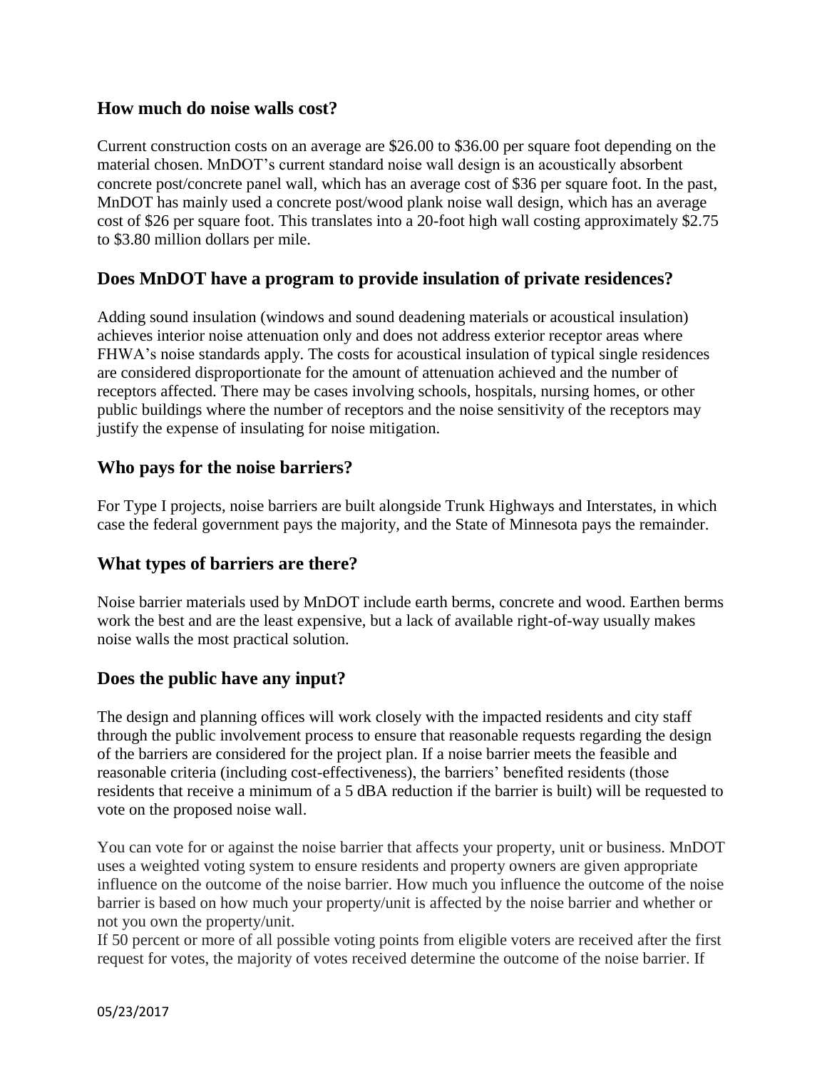## How much do noise walls cost?

Current construction costs on an average are $26.00 to $36.00 per square foot depending on the material chosen. MnDOT's current standard noise wall design is an acoustically absorbent concrete post/concrete panel wall, which has an average cost of $36 per square foot. In the past, MnDOT has mainly used a concrete post/wood plank noise wall design, which has an average cost of $26 per square foot. This translates into a 20-foot high wall costing approximately $2.75 to $3.80 million dollars per mile.

## Does MnDOT have a program to provide insulation of private residences?

Adding sound insulation (windows and sound deadening materials or acoustical insulation) achieves interior noise attenuation only and does not address exterior receptor areas where FHWA's noise standards apply. The costs for acoustical insulation of typical single residences are considered disproportionate for the amount of attenuation achieved and the number of receptors affected. There may be cases involving schools, hospitals, nursing homes, or other public buildings where the number of receptors and the noise sensitivity of the receptors may justify the expense of insulating for noise mitigation.

## Who pays for the noise barriers?

For Type I projects, noise barriers are built alongside Trunk Highways and Interstates, in which case the federal government pays the majority, and the State of Minnesota pays the remainder.

## What types of barriers are there?

Noise barrier materials used by MnDOT include earth berms, concrete and wood. Earthen berms work the best and are the least expensive, but a lack of available right-of-way usually makes noise walls the most practical solution.

## Does the public have any input?

The design and planning offices will work closely with the impacted residents and city staff through the public involvement process to ensure that reasonable requests regarding the design of the barriers are considered for the project plan. If a noise barrier meets the feasible and reasonable criteria (including cost-effectiveness), the barriers' benefited residents (those residents that receive a minimum of a 5 dBA reduction if the barrier is built) will be requested to vote on the proposed noise wall.

You can vote for or against the noise barrier that affects your property, unit or business. MnDOT uses a weighted voting system to ensure residents and property owners are given appropriate influence on the outcome of the noise barrier. How much you influence the outcome of the noise barrier is based on how much your property/unit is affected by the noise barrier and whether or not you own the property/unit.

If 50 percent or more of all possible voting points from eligible voters are received after the first request for votes, the majority of votes received determine the outcome of the noise barrier. If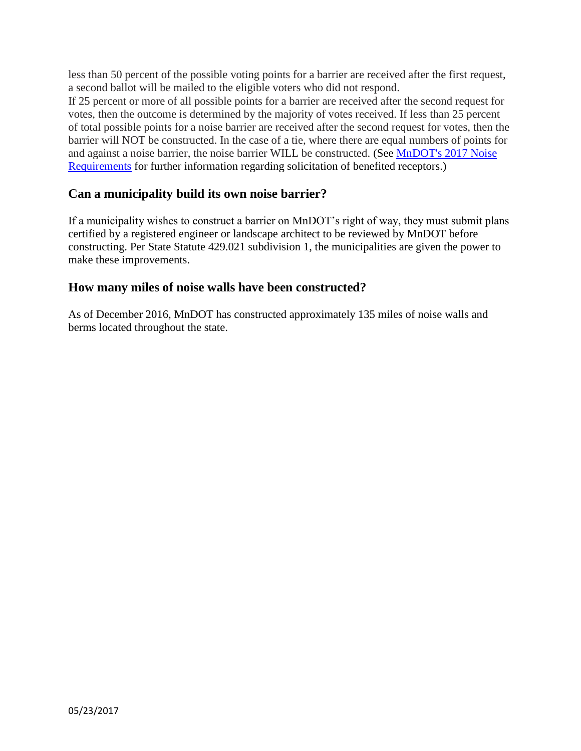less than 50 percent of the possible voting points for a barrier are received after the first request, a second ballot will be mailed to the eligible voters who did not respond.

If 25 percent or more of all possible points for a barrier are received after the second request for votes, then the outcome is determined by the majority of votes received. If less than 25 percent of total possible points for a noise barrier are received after the second request for votes, then the barrier will NOT be constructed. In the case of a tie, where there are equal numbers of points for and against a noise barrier, the noise barrier WILL be constructed. (See MnDOT's 2017 Noise Requirements for further information regarding solicitation of benefited receptors.)

## Can a municipality build its own noise barrier?

If a municipality wishes to construct a barrier on MnDOT's right of way, they must submit plans certified by a registered engineer or landscape architect to be reviewed by MnDOT before constructing. Per State Statute 429.021 subdivision 1, the municipalities are given the power to make these improvements.

## How many miles of noise walls have been constructed?

As of December 2016, MnDOT has constructed approximately 135 miles of noise walls and berms located throughout the state.